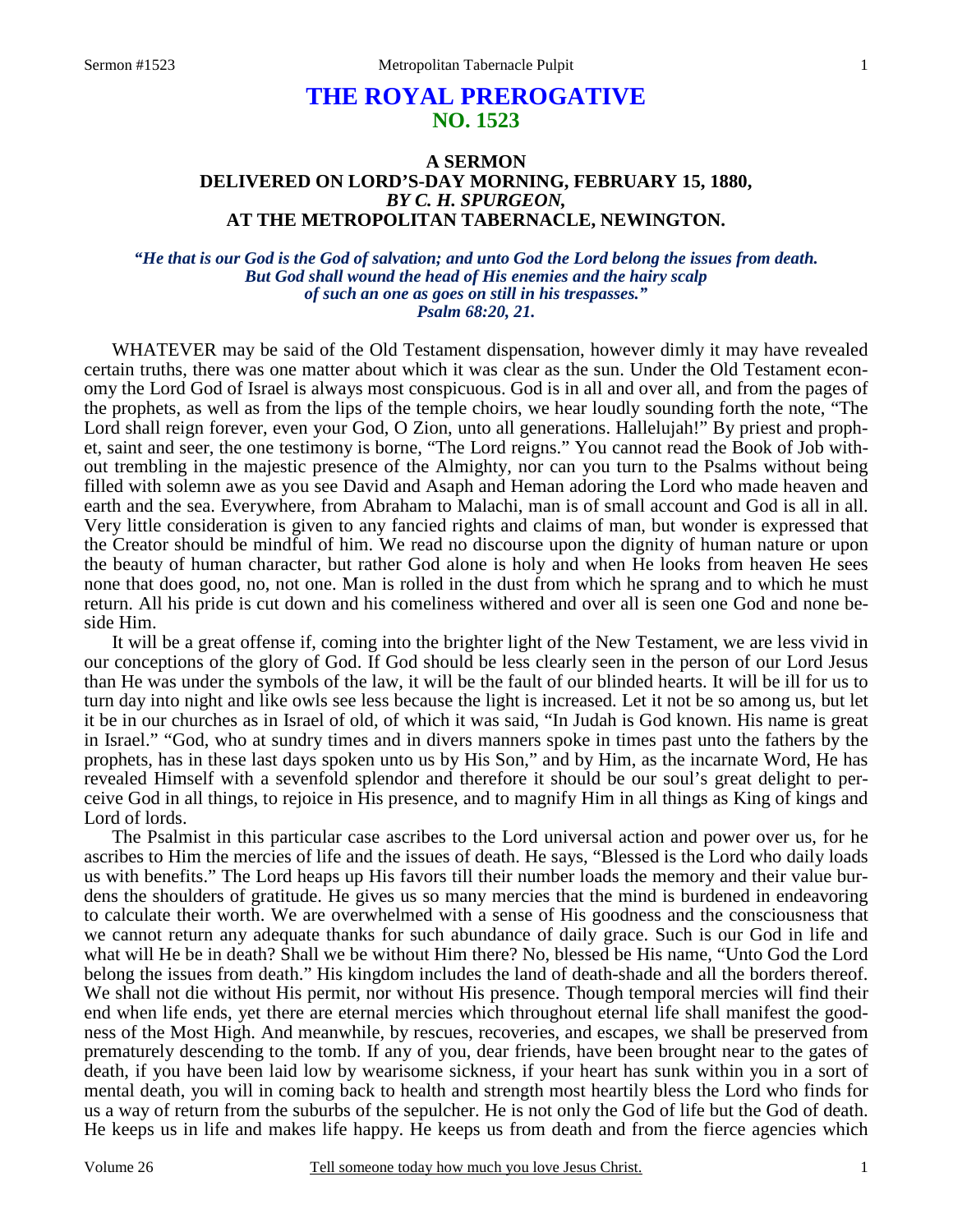# THE ROYAL PREROGATIVE
## NO. 1523

### A SERMON
### DELIVERED ON LORD'S-DAY MORNING, FEBRUARY 15, 1880,
### *BY C. H. SPURGEON,*
### AT THE METROPOLITAN TABERNACLE, NEWINGTON.

***"He that is our God is the God of salvation; and unto God the Lord belong the issues from death. But God shall wound the head of His enemies and the hairy scalp of such an one as goes on still in his trespasses." Psalm 68:20, 21.***

WHATEVER may be said of the Old Testament dispensation, however dimly it may have revealed certain truths, there was one matter about which it was clear as the sun. Under the Old Testament economy the Lord God of Israel is always most conspicuous. God is in all and over all, and from the pages of the prophets, as well as from the lips of the temple choirs, we hear loudly sounding forth the note, "The Lord shall reign forever, even your God, O Zion, unto all generations. Hallelujah!" By priest and prophet, saint and seer, the one testimony is borne, "The Lord reigns." You cannot read the Book of Job without trembling in the majestic presence of the Almighty, nor can you turn to the Psalms without being filled with solemn awe as you see David and Asaph and Heman adoring the Lord who made heaven and earth and the sea. Everywhere, from Abraham to Malachi, man is of small account and God is all in all. Very little consideration is given to any fancied rights and claims of man, but wonder is expressed that the Creator should be mindful of him. We read no discourse upon the dignity of human nature or upon the beauty of human character, but rather God alone is holy and when He looks from heaven He sees none that does good, no, not one. Man is rolled in the dust from which he sprang and to which he must return. All his pride is cut down and his comeliness withered and over all is seen one God and none beside Him.

It will be a great offense if, coming into the brighter light of the New Testament, we are less vivid in our conceptions of the glory of God. If God should be less clearly seen in the person of our Lord Jesus than He was under the symbols of the law, it will be the fault of our blinded hearts. It will be ill for us to turn day into night and like owls see less because the light is increased. Let it not be so among us, but let it be in our churches as in Israel of old, of which it was said, "In Judah is God known. His name is great in Israel." "God, who at sundry times and in divers manners spoke in times past unto the fathers by the prophets, has in these last days spoken unto us by His Son," and by Him, as the incarnate Word, He has revealed Himself with a sevenfold splendor and therefore it should be our soul's great delight to perceive God in all things, to rejoice in His presence, and to magnify Him in all things as King of kings and Lord of lords.

The Psalmist in this particular case ascribes to the Lord universal action and power over us, for he ascribes to Him the mercies of life and the issues of death. He says, "Blessed is the Lord who daily loads us with benefits." The Lord heaps up His favors till their number loads the memory and their value burdens the shoulders of gratitude. He gives us so many mercies that the mind is burdened in endeavoring to calculate their worth. We are overwhelmed with a sense of His goodness and the consciousness that we cannot return any adequate thanks for such abundance of daily grace. Such is our God in life and what will He be in death? Shall we be without Him there? No, blessed be His name, "Unto God the Lord belong the issues from death." His kingdom includes the land of death-shade and all the borders thereof. We shall not die without His permit, nor without His presence. Though temporal mercies will find their end when life ends, yet there are eternal mercies which throughout eternal life shall manifest the goodness of the Most High. And meanwhile, by rescues, recoveries, and escapes, we shall be preserved from prematurely descending to the tomb. If any of you, dear friends, have been brought near to the gates of death, if you have been laid low by wearisome sickness, if your heart has sunk within you in a sort of mental death, you will in coming back to health and strength most heartily bless the Lord who finds for us a way of return from the suburbs of the sepulcher. He is not only the God of life but the God of death. He keeps us in life and makes life happy. He keeps us from death and from the fierce agencies which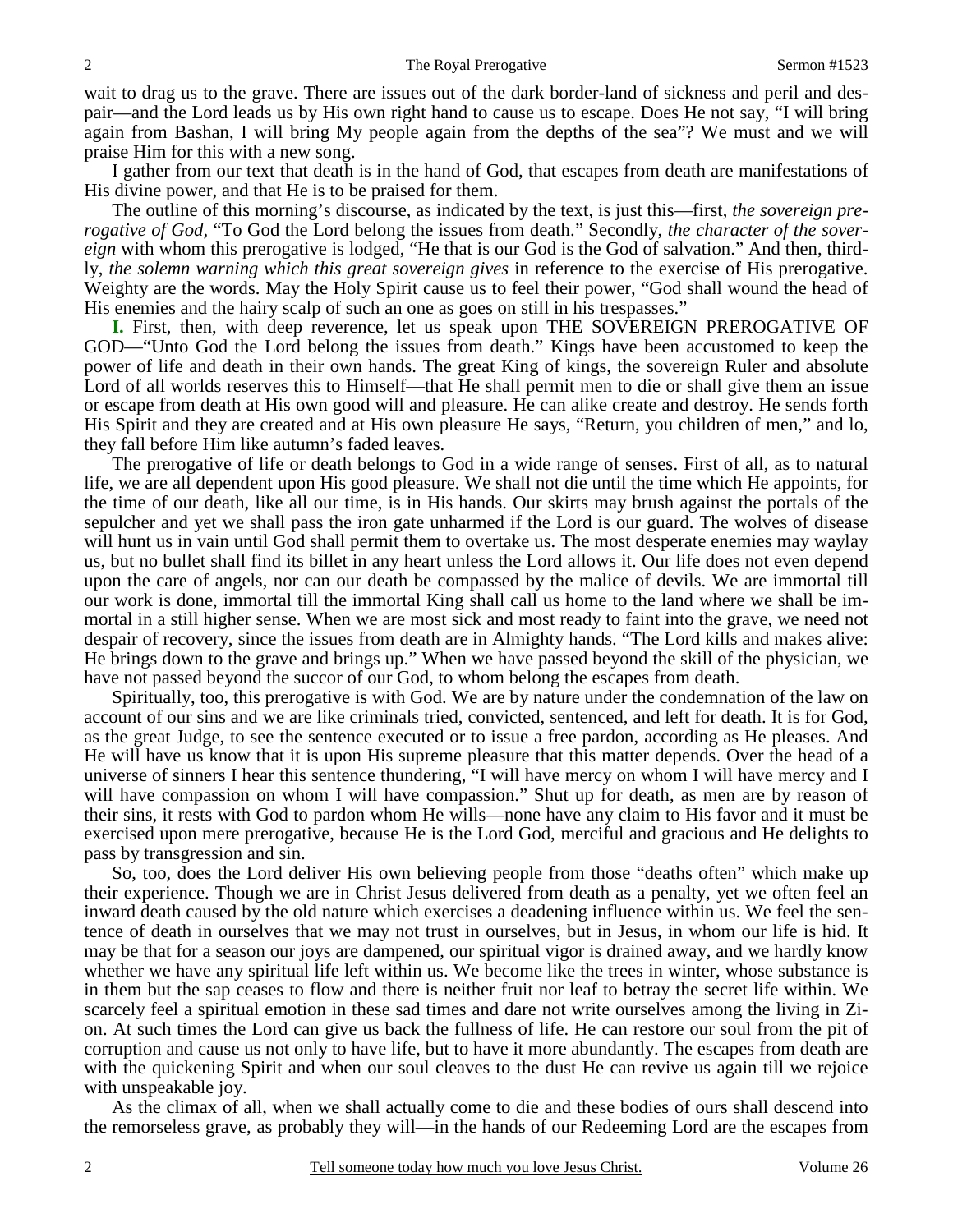wait to drag us to the grave. There are issues out of the dark border-land of sickness and peril and despair—and the Lord leads us by His own right hand to cause us to escape. Does He not say, "I will bring again from Bashan, I will bring My people again from the depths of the sea"? We must and we will praise Him for this with a new song.

I gather from our text that death is in the hand of God, that escapes from death are manifestations of His divine power, and that He is to be praised for them.

The outline of this morning's discourse, as indicated by the text, is just this—first, *the sovereign prerogative of God,* "To God the Lord belong the issues from death." Secondly, *the character of the sovereign* with whom this prerogative is lodged, "He that is our God is the God of salvation." And then, thirdly, *the solemn warning which this great sovereign gives* in reference to the exercise of His prerogative. Weighty are the words. May the Holy Spirit cause us to feel their power, "God shall wound the head of His enemies and the hairy scalp of such an one as goes on still in his trespasses."

**I.** First, then, with deep reverence, let us speak upon THE SOVEREIGN PREROGATIVE OF GOD—"Unto God the Lord belong the issues from death." Kings have been accustomed to keep the power of life and death in their own hands. The great King of kings, the sovereign Ruler and absolute Lord of all worlds reserves this to Himself—that He shall permit men to die or shall give them an issue or escape from death at His own good will and pleasure. He can alike create and destroy. He sends forth His Spirit and they are created and at His own pleasure He says, "Return, you children of men," and lo, they fall before Him like autumn's faded leaves.

The prerogative of life or death belongs to God in a wide range of senses. First of all, as to natural life, we are all dependent upon His good pleasure. We shall not die until the time which He appoints, for the time of our death, like all our time, is in His hands. Our skirts may brush against the portals of the sepulcher and yet we shall pass the iron gate unharmed if the Lord is our guard. The wolves of disease will hunt us in vain until God shall permit them to overtake us. The most desperate enemies may waylay us, but no bullet shall find its billet in any heart unless the Lord allows it. Our life does not even depend upon the care of angels, nor can our death be compassed by the malice of devils. We are immortal till our work is done, immortal till the immortal King shall call us home to the land where we shall be immortal in a still higher sense. When we are most sick and most ready to faint into the grave, we need not despair of recovery, since the issues from death are in Almighty hands. "The Lord kills and makes alive: He brings down to the grave and brings up." When we have passed beyond the skill of the physician, we have not passed beyond the succor of our God, to whom belong the escapes from death.

Spiritually, too, this prerogative is with God. We are by nature under the condemnation of the law on account of our sins and we are like criminals tried, convicted, sentenced, and left for death. It is for God, as the great Judge, to see the sentence executed or to issue a free pardon, according as He pleases. And He will have us know that it is upon His supreme pleasure that this matter depends. Over the head of a universe of sinners I hear this sentence thundering, "I will have mercy on whom I will have mercy and I will have compassion on whom I will have compassion." Shut up for death, as men are by reason of their sins, it rests with God to pardon whom He wills—none have any claim to His favor and it must be exercised upon mere prerogative, because He is the Lord God, merciful and gracious and He delights to pass by transgression and sin.

So, too, does the Lord deliver His own believing people from those "deaths often" which make up their experience. Though we are in Christ Jesus delivered from death as a penalty, yet we often feel an inward death caused by the old nature which exercises a deadening influence within us. We feel the sentence of death in ourselves that we may not trust in ourselves, but in Jesus, in whom our life is hid. It may be that for a season our joys are dampened, our spiritual vigor is drained away, and we hardly know whether we have any spiritual life left within us. We become like the trees in winter, whose substance is in them but the sap ceases to flow and there is neither fruit nor leaf to betray the secret life within. We scarcely feel a spiritual emotion in these sad times and dare not write ourselves among the living in Zion. At such times the Lord can give us back the fullness of life. He can restore our soul from the pit of corruption and cause us not only to have life, but to have it more abundantly. The escapes from death are with the quickening Spirit and when our soul cleaves to the dust He can revive us again till we rejoice with unspeakable joy.

As the climax of all, when we shall actually come to die and these bodies of ours shall descend into the remorseless grave, as probably they will—in the hands of our Redeeming Lord are the escapes from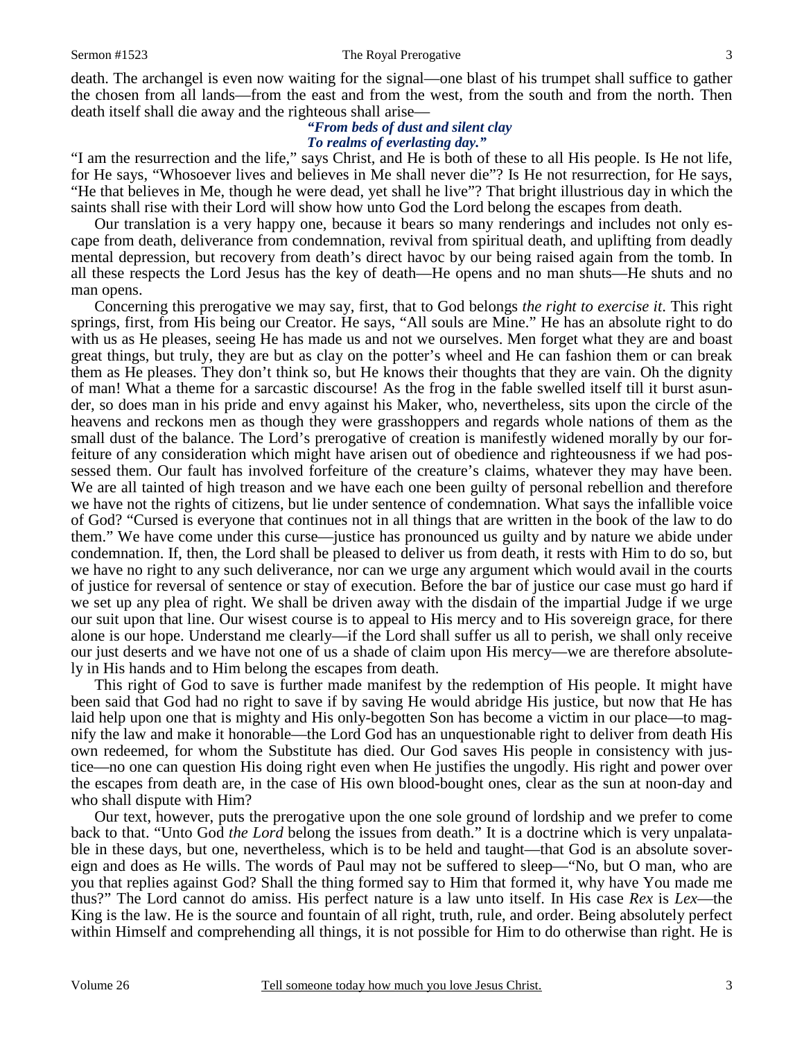death. The archangel is even now waiting for the signal—one blast of his trumpet shall suffice to gather the chosen from all lands—from the east and from the west, from the south and from the north. Then death itself shall die away and the righteous shall arise—

> ***"From beds of dust and silent clay***
> ***To realms of everlasting day."***

"I am the resurrection and the life," says Christ, and He is both of these to all His people. Is He not life, for He says, "Whosoever lives and believes in Me shall never die"? Is He not resurrection, for He says, "He that believes in Me, though he were dead, yet shall he live"? That bright illustrious day in which the saints shall rise with their Lord will show how unto God the Lord belong the escapes from death.

Our translation is a very happy one, because it bears so many renderings and includes not only escape from death, deliverance from condemnation, revival from spiritual death, and uplifting from deadly mental depression, but recovery from death's direct havoc by our being raised again from the tomb. In all these respects the Lord Jesus has the key of death—He opens and no man shuts—He shuts and no man opens.

Concerning this prerogative we may say, first, that to God belongs *the right to exercise it*. This right springs, first, from His being our Creator. He says, "All souls are Mine." He has an absolute right to do with us as He pleases, seeing He has made us and not we ourselves. Men forget what they are and boast great things, but truly, they are but as clay on the potter's wheel and He can fashion them or can break them as He pleases. They don't think so, but He knows their thoughts that they are vain. Oh the dignity of man! What a theme for a sarcastic discourse! As the frog in the fable swelled itself till it burst asunder, so does man in his pride and envy against his Maker, who, nevertheless, sits upon the circle of the heavens and reckons men as though they were grasshoppers and regards whole nations of them as the small dust of the balance. The Lord's prerogative of creation is manifestly widened morally by our forfeiture of any consideration which might have arisen out of obedience and righteousness if we had possessed them. Our fault has involved forfeiture of the creature's claims, whatever they may have been. We are all tainted of high treason and we have each one been guilty of personal rebellion and therefore we have not the rights of citizens, but lie under sentence of condemnation. What says the infallible voice of God? "Cursed is everyone that continues not in all things that are written in the book of the law to do them." We have come under this curse—justice has pronounced us guilty and by nature we abide under condemnation. If, then, the Lord shall be pleased to deliver us from death, it rests with Him to do so, but we have no right to any such deliverance, nor can we urge any argument which would avail in the courts of justice for reversal of sentence or stay of execution. Before the bar of justice our case must go hard if we set up any plea of right. We shall be driven away with the disdain of the impartial Judge if we urge our suit upon that line. Our wisest course is to appeal to His mercy and to His sovereign grace, for there alone is our hope. Understand me clearly—if the Lord shall suffer us all to perish, we shall only receive our just deserts and we have not one of us a shade of claim upon His mercy—we are therefore absolutely in His hands and to Him belong the escapes from death.

This right of God to save is further made manifest by the redemption of His people. It might have been said that God had no right to save if by saving He would abridge His justice, but now that He has laid help upon one that is mighty and His only-begotten Son has become a victim in our place—to magnify the law and make it honorable—the Lord God has an unquestionable right to deliver from death His own redeemed, for whom the Substitute has died. Our God saves His people in consistency with justice—no one can question His doing right even when He justifies the ungodly. His right and power over the escapes from death are, in the case of His own blood-bought ones, clear as the sun at noon-day and who shall dispute with Him?

Our text, however, puts the prerogative upon the one sole ground of lordship and we prefer to come back to that. "Unto God *the Lord* belong the issues from death." It is a doctrine which is very unpalatable in these days, but one, nevertheless, which is to be held and taught—that God is an absolute sovereign and does as He wills. The words of Paul may not be suffered to sleep—"No, but O man, who are you that replies against God? Shall the thing formed say to Him that formed it, why have You made me thus?" The Lord cannot do amiss. His perfect nature is a law unto itself. In His case *Rex* is *Lex*—the King is the law. He is the source and fountain of all right, truth, rule, and order. Being absolutely perfect within Himself and comprehending all things, it is not possible for Him to do otherwise than right. He is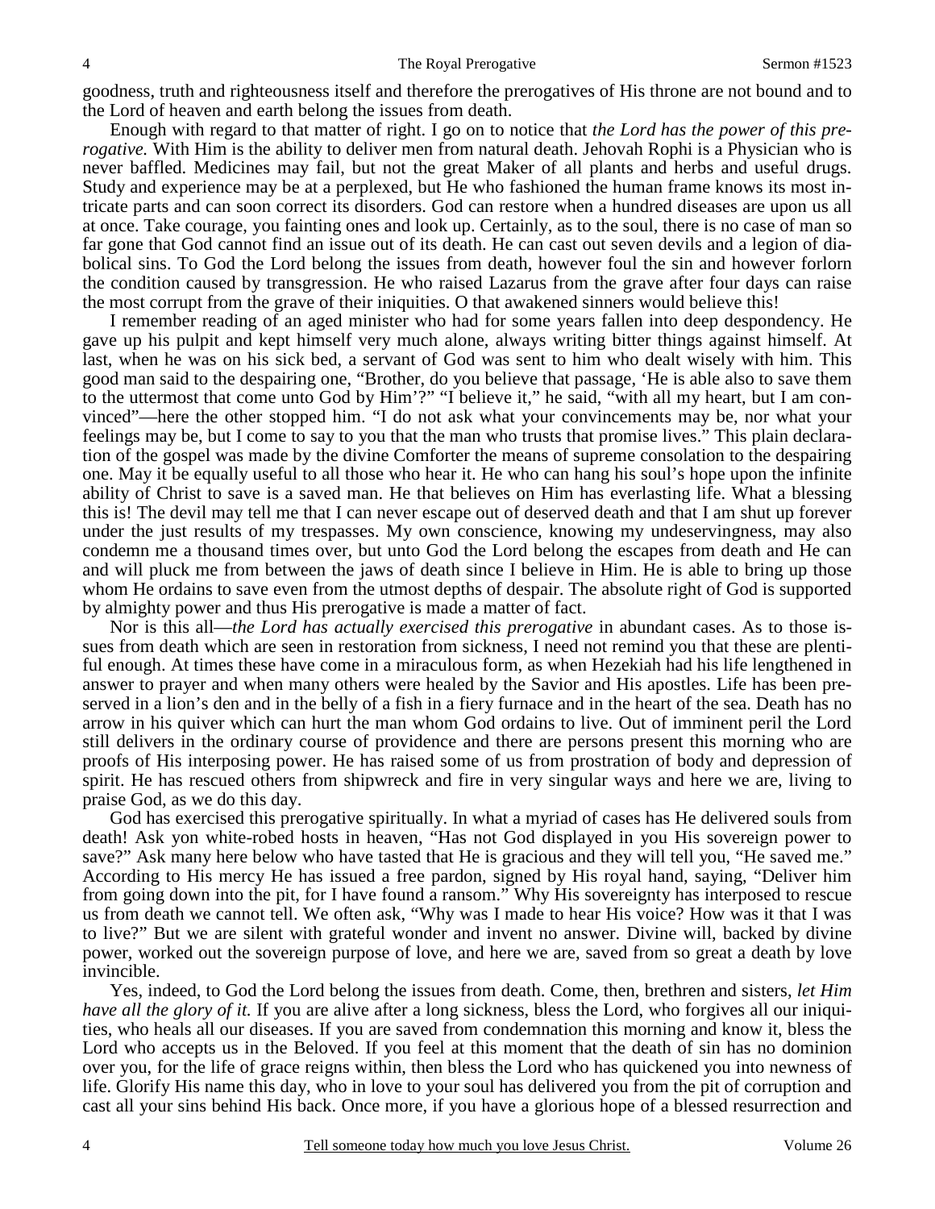goodness, truth and righteousness itself and therefore the prerogatives of His throne are not bound and to the Lord of heaven and earth belong the issues from death.

Enough with regard to that matter of right. I go on to notice that *the Lord has the power of this prerogative.* With Him is the ability to deliver men from natural death. Jehovah Rophi is a Physician who is never baffled. Medicines may fail, but not the great Maker of all plants and herbs and useful drugs. Study and experience may be at a perplexed, but He who fashioned the human frame knows its most intricate parts and can soon correct its disorders. God can restore when a hundred diseases are upon us all at once. Take courage, you fainting ones and look up. Certainly, as to the soul, there is no case of man so far gone that God cannot find an issue out of its death. He can cast out seven devils and a legion of diabolical sins. To God the Lord belong the issues from death, however foul the sin and however forlorn the condition caused by transgression. He who raised Lazarus from the grave after four days can raise the most corrupt from the grave of their iniquities. O that awakened sinners would believe this!

I remember reading of an aged minister who had for some years fallen into deep despondency. He gave up his pulpit and kept himself very much alone, always writing bitter things against himself. At last, when he was on his sick bed, a servant of God was sent to him who dealt wisely with him. This good man said to the despairing one, "Brother, do you believe that passage, 'He is able also to save them to the uttermost that come unto God by Him'?" "I believe it," he said, "with all my heart, but I am convinced"—here the other stopped him. "I do not ask what your convincements may be, nor what your feelings may be, but I come to say to you that the man who trusts that promise lives." This plain declaration of the gospel was made by the divine Comforter the means of supreme consolation to the despairing one. May it be equally useful to all those who hear it. He who can hang his soul's hope upon the infinite ability of Christ to save is a saved man. He that believes on Him has everlasting life. What a blessing this is! The devil may tell me that I can never escape out of deserved death and that I am shut up forever under the just results of my trespasses. My own conscience, knowing my undeservingness, may also condemn me a thousand times over, but unto God the Lord belong the escapes from death and He can and will pluck me from between the jaws of death since I believe in Him. He is able to bring up those whom He ordains to save even from the utmost depths of despair. The absolute right of God is supported by almighty power and thus His prerogative is made a matter of fact.

Nor is this all—*the Lord has actually exercised this prerogative* in abundant cases. As to those issues from death which are seen in restoration from sickness, I need not remind you that these are plentiful enough. At times these have come in a miraculous form, as when Hezekiah had his life lengthened in answer to prayer and when many others were healed by the Savior and His apostles. Life has been preserved in a lion's den and in the belly of a fish in a fiery furnace and in the heart of the sea. Death has no arrow in his quiver which can hurt the man whom God ordains to live. Out of imminent peril the Lord still delivers in the ordinary course of providence and there are persons present this morning who are proofs of His interposing power. He has raised some of us from prostration of body and depression of spirit. He has rescued others from shipwreck and fire in very singular ways and here we are, living to praise God, as we do this day.

God has exercised this prerogative spiritually. In what a myriad of cases has He delivered souls from death! Ask yon white-robed hosts in heaven, "Has not God displayed in you His sovereign power to save?" Ask many here below who have tasted that He is gracious and they will tell you, "He saved me." According to His mercy He has issued a free pardon, signed by His royal hand, saying, "Deliver him from going down into the pit, for I have found a ransom." Why His sovereignty has interposed to rescue us from death we cannot tell. We often ask, "Why was I made to hear His voice? How was it that I was to live?" But we are silent with grateful wonder and invent no answer. Divine will, backed by divine power, worked out the sovereign purpose of love, and here we are, saved from so great a death by love invincible.

Yes, indeed, to God the Lord belong the issues from death. Come, then, brethren and sisters, *let Him have all the glory of it.* If you are alive after a long sickness, bless the Lord, who forgives all our iniquities, who heals all our diseases. If you are saved from condemnation this morning and know it, bless the Lord who accepts us in the Beloved. If you feel at this moment that the death of sin has no dominion over you, for the life of grace reigns within, then bless the Lord who has quickened you into newness of life. Glorify His name this day, who in love to your soul has delivered you from the pit of corruption and cast all your sins behind His back. Once more, if you have a glorious hope of a blessed resurrection and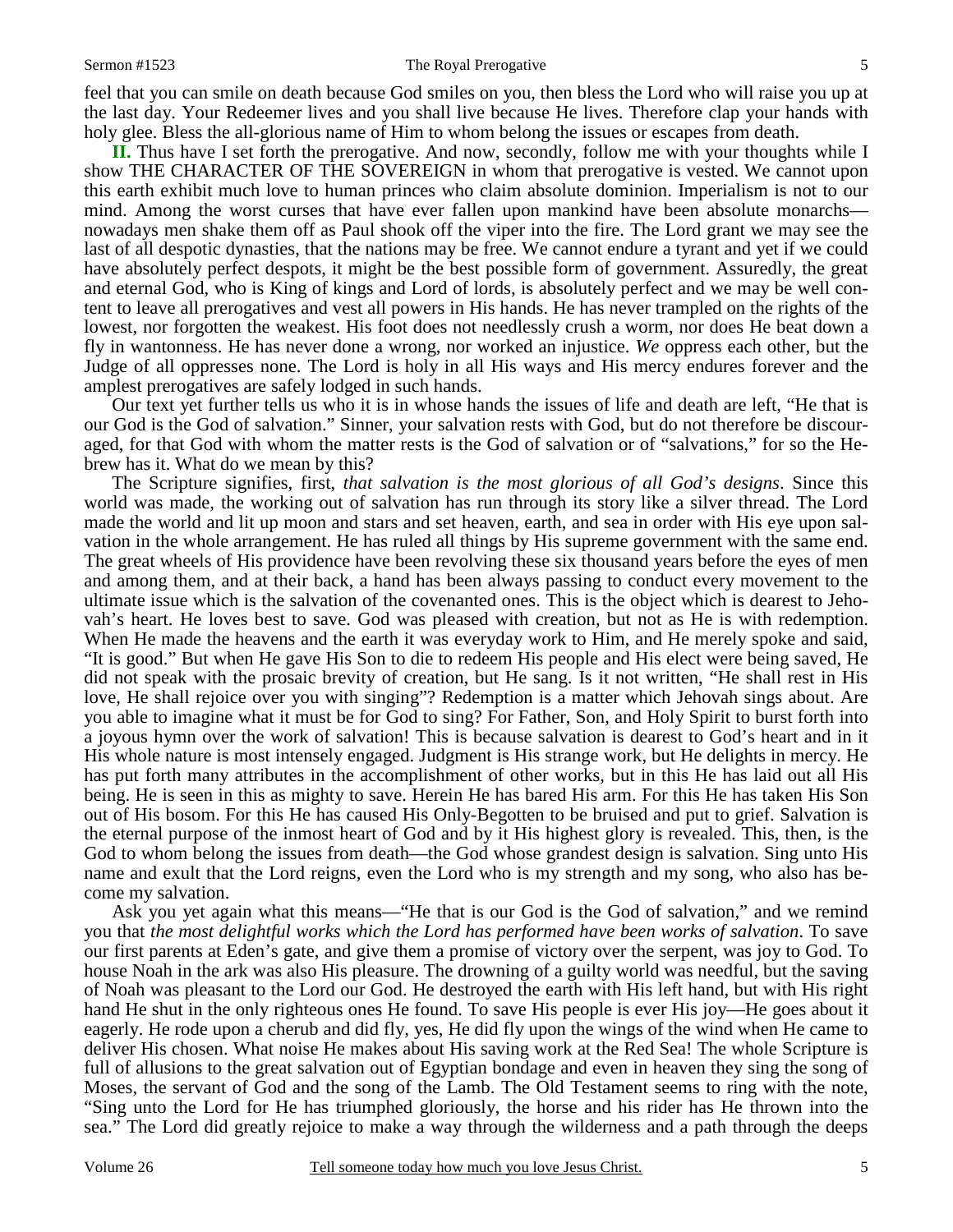feel that you can smile on death because God smiles on you, then bless the Lord who will raise you up at the last day. Your Redeemer lives and you shall live because He lives. Therefore clap your hands with holy glee. Bless the all-glorious name of Him to whom belong the issues or escapes from death.

**II.** Thus have I set forth the prerogative. And now, secondly, follow me with your thoughts while I show THE CHARACTER OF THE SOVEREIGN in whom that prerogative is vested. We cannot upon this earth exhibit much love to human princes who claim absolute dominion. Imperialism is not to our mind. Among the worst curses that have ever fallen upon mankind have been absolute monarchs—nowadays men shake them off as Paul shook off the viper into the fire. The Lord grant we may see the last of all despotic dynasties, that the nations may be free. We cannot endure a tyrant and yet if we could have absolutely perfect despots, it might be the best possible form of government. Assuredly, the great and eternal God, who is King of kings and Lord of lords, is absolutely perfect and we may be well content to leave all prerogatives and vest all powers in His hands. He has never trampled on the rights of the lowest, nor forgotten the weakest. His foot does not needlessly crush a worm, nor does He beat down a fly in wantonness. He has never done a wrong, nor worked an injustice. *We* oppress each other, but the Judge of all oppresses none. The Lord is holy in all His ways and His mercy endures forever and the amplest prerogatives are safely lodged in such hands.

Our text yet further tells us who it is in whose hands the issues of life and death are left, "He that is our God is the God of salvation." Sinner, your salvation rests with God, but do not therefore be discouraged, for that God with whom the matter rests is the God of salvation or of "salvations," for so the Hebrew has it. What do we mean by this?

The Scripture signifies, first, *that salvation is the most glorious of all God's designs*. Since this world was made, the working out of salvation has run through its story like a silver thread. The Lord made the world and lit up moon and stars and set heaven, earth, and sea in order with His eye upon salvation in the whole arrangement. He has ruled all things by His supreme government with the same end. The great wheels of His providence have been revolving these six thousand years before the eyes of men and among them, and at their back, a hand has been always passing to conduct every movement to the ultimate issue which is the salvation of the covenanted ones. This is the object which is dearest to Jehovah's heart. He loves best to save. God was pleased with creation, but not as He is with redemption. When He made the heavens and the earth it was everyday work to Him, and He merely spoke and said, "It is good." But when He gave His Son to die to redeem His people and His elect were being saved, He did not speak with the prosaic brevity of creation, but He sang. Is it not written, "He shall rest in His love, He shall rejoice over you with singing"? Redemption is a matter which Jehovah sings about. Are you able to imagine what it must be for God to sing? For Father, Son, and Holy Spirit to burst forth into a joyous hymn over the work of salvation! This is because salvation is dearest to God's heart and in it His whole nature is most intensely engaged. Judgment is His strange work, but He delights in mercy. He has put forth many attributes in the accomplishment of other works, but in this He has laid out all His being. He is seen in this as mighty to save. Herein He has bared His arm. For this He has taken His Son out of His bosom. For this He has caused His Only-Begotten to be bruised and put to grief. Salvation is the eternal purpose of the inmost heart of God and by it His highest glory is revealed. This, then, is the God to whom belong the issues from death—the God whose grandest design is salvation. Sing unto His name and exult that the Lord reigns, even the Lord who is my strength and my song, who also has become my salvation.

Ask you yet again what this means—"He that is our God is the God of salvation," and we remind you that *the most delightful works which the Lord has performed have been works of salvation*. To save our first parents at Eden's gate, and give them a promise of victory over the serpent, was joy to God. To house Noah in the ark was also His pleasure. The drowning of a guilty world was needful, but the saving of Noah was pleasant to the Lord our God. He destroyed the earth with His left hand, but with His right hand He shut in the only righteous ones He found. To save His people is ever His joy—He goes about it eagerly. He rode upon a cherub and did fly, yes, He did fly upon the wings of the wind when He came to deliver His chosen. What noise He makes about His saving work at the Red Sea! The whole Scripture is full of allusions to the great salvation out of Egyptian bondage and even in heaven they sing the song of Moses, the servant of God and the song of the Lamb. The Old Testament seems to ring with the note, "Sing unto the Lord for He has triumphed gloriously, the horse and his rider has He thrown into the sea." The Lord did greatly rejoice to make a way through the wilderness and a path through the deeps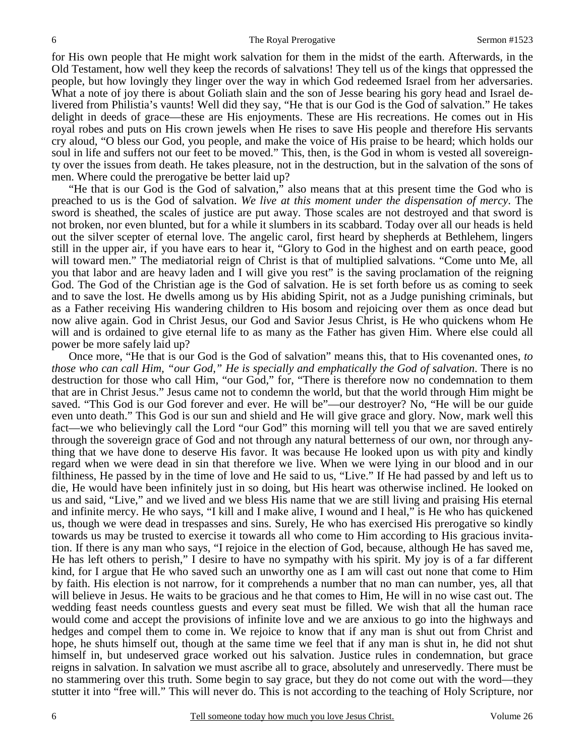for His own people that He might work salvation for them in the midst of the earth. Afterwards, in the Old Testament, how well they keep the records of salvations! They tell us of the kings that oppressed the people, but how lovingly they linger over the way in which God redeemed Israel from her adversaries. What a note of joy there is about Goliath slain and the son of Jesse bearing his gory head and Israel delivered from Philistia's vaunts! Well did they say, "He that is our God is the God of salvation." He takes delight in deeds of grace—these are His enjoyments. These are His recreations. He comes out in His royal robes and puts on His crown jewels when He rises to save His people and therefore His servants cry aloud, "O bless our God, you people, and make the voice of His praise to be heard; which holds our soul in life and suffers not our feet to be moved." This, then, is the God in whom is vested all sovereignty over the issues from death. He takes pleasure, not in the destruction, but in the salvation of the sons of men. Where could the prerogative be better laid up?

"He that is our God is the God of salvation," also means that at this present time the God who is preached to us is the God of salvation. *We live at this moment under the dispensation of mercy*. The sword is sheathed, the scales of justice are put away. Those scales are not destroyed and that sword is not broken, nor even blunted, but for a while it slumbers in its scabbard. Today over all our heads is held out the silver scepter of eternal love. The angelic carol, first heard by shepherds at Bethlehem, lingers still in the upper air, if you have ears to hear it, "Glory to God in the highest and on earth peace, good will toward men." The mediatorial reign of Christ is that of multiplied salvations. "Come unto Me, all you that labor and are heavy laden and I will give you rest" is the saving proclamation of the reigning God. The God of the Christian age is the God of salvation. He is set forth before us as coming to seek and to save the lost. He dwells among us by His abiding Spirit, not as a Judge punishing criminals, but as a Father receiving His wandering children to His bosom and rejoicing over them as once dead but now alive again. God in Christ Jesus, our God and Savior Jesus Christ, is He who quickens whom He will and is ordained to give eternal life to as many as the Father has given Him. Where else could all power be more safely laid up?

Once more, "He that is our God is the God of salvation" means this, that to His covenanted ones, *to those who can call Him, "our God," He is specially and emphatically the God of salvation*. There is no destruction for those who call Him, "our God," for, "There is therefore now no condemnation to them that are in Christ Jesus." Jesus came not to condemn the world, but that the world through Him might be saved. "This God is our God forever and ever. He will be"—our destroyer? No, "He will be our guide even unto death." This God is our sun and shield and He will give grace and glory. Now, mark well this fact—we who believingly call the Lord "our God" this morning will tell you that we are saved entirely through the sovereign grace of God and not through any natural betterness of our own, nor through anything that we have done to deserve His favor. It was because He looked upon us with pity and kindly regard when we were dead in sin that therefore we live. When we were lying in our blood and in our filthiness, He passed by in the time of love and He said to us, "Live." If He had passed by and left us to die, He would have been infinitely just in so doing, but His heart was otherwise inclined. He looked on us and said, "Live," and we lived and we bless His name that we are still living and praising His eternal and infinite mercy. He who says, "I kill and I make alive, I wound and I heal," is He who has quickened us, though we were dead in trespasses and sins. Surely, He who has exercised His prerogative so kindly towards us may be trusted to exercise it towards all who come to Him according to His gracious invitation. If there is any man who says, "I rejoice in the election of God, because, although He has saved me, He has left others to perish," I desire to have no sympathy with his spirit. My joy is of a far different kind, for I argue that He who saved such an unworthy one as I am will cast out none that come to Him by faith. His election is not narrow, for it comprehends a number that no man can number, yes, all that will believe in Jesus. He waits to be gracious and he that comes to Him, He will in no wise cast out. The wedding feast needs countless guests and every seat must be filled. We wish that all the human race would come and accept the provisions of infinite love and we are anxious to go into the highways and hedges and compel them to come in. We rejoice to know that if any man is shut out from Christ and hope, he shuts himself out, though at the same time we feel that if any man is shut in, he did not shut himself in, but undeserved grace worked out his salvation. Justice rules in condemnation, but grace reigns in salvation. In salvation we must ascribe all to grace, absolutely and unreservedly. There must be no stammering over this truth. Some begin to say grace, but they do not come out with the word—they stutter it into "free will." This will never do. This is not according to the teaching of Holy Scripture, nor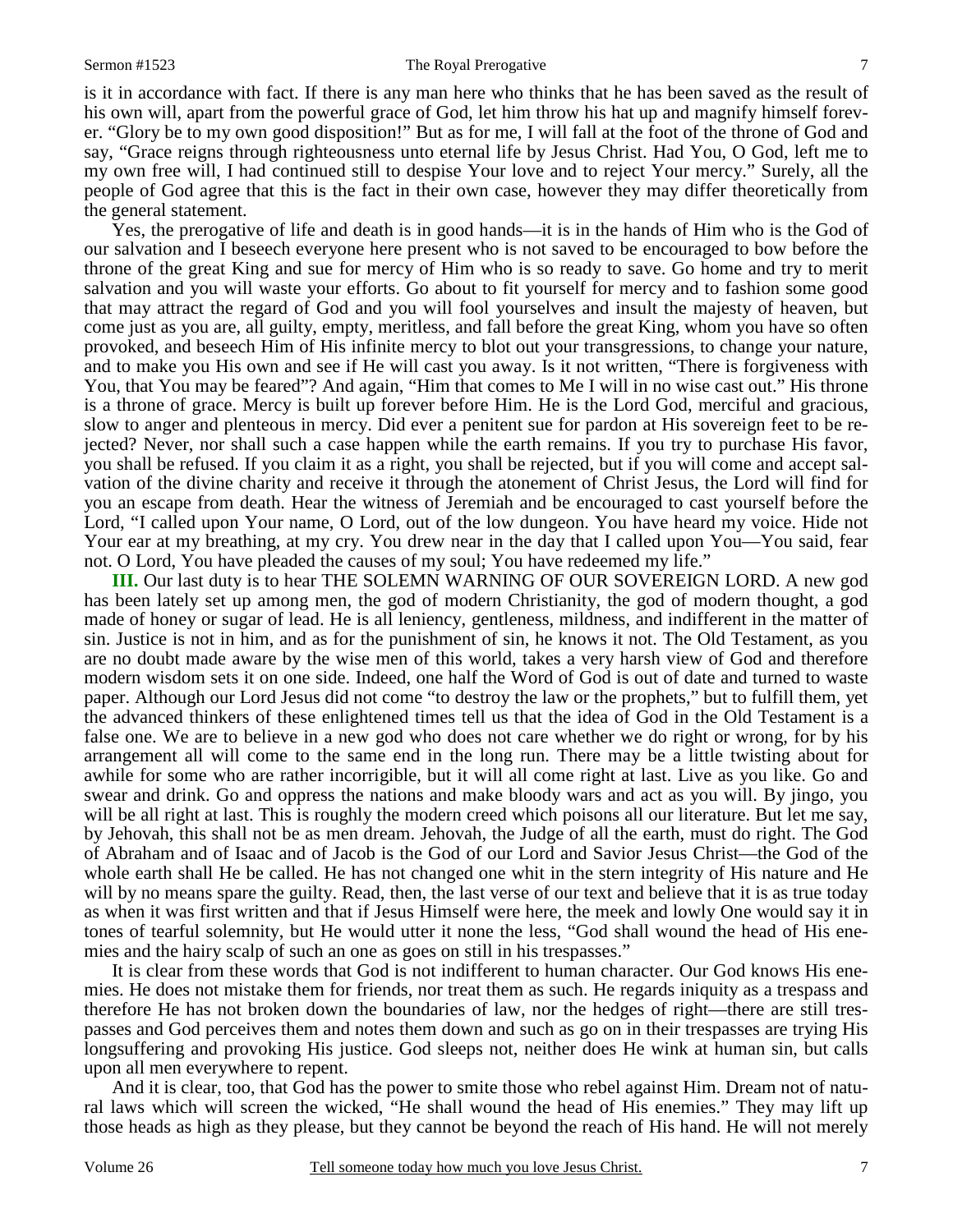is it in accordance with fact. If there is any man here who thinks that he has been saved as the result of his own will, apart from the powerful grace of God, let him throw his hat up and magnify himself forever. "Glory be to my own good disposition!" But as for me, I will fall at the foot of the throne of God and say, "Grace reigns through righteousness unto eternal life by Jesus Christ. Had You, O God, left me to my own free will, I had continued still to despise Your love and to reject Your mercy." Surely, all the people of God agree that this is the fact in their own case, however they may differ theoretically from the general statement.

Yes, the prerogative of life and death is in good hands—it is in the hands of Him who is the God of our salvation and I beseech everyone here present who is not saved to be encouraged to bow before the throne of the great King and sue for mercy of Him who is so ready to save. Go home and try to merit salvation and you will waste your efforts. Go about to fit yourself for mercy and to fashion some good that may attract the regard of God and you will fool yourselves and insult the majesty of heaven, but come just as you are, all guilty, empty, meritless, and fall before the great King, whom you have so often provoked, and beseech Him of His infinite mercy to blot out your transgressions, to change your nature, and to make you His own and see if He will cast you away. Is it not written, "There is forgiveness with You, that You may be feared"? And again, "Him that comes to Me I will in no wise cast out." His throne is a throne of grace. Mercy is built up forever before Him. He is the Lord God, merciful and gracious, slow to anger and plenteous in mercy. Did ever a penitent sue for pardon at His sovereign feet to be rejected? Never, nor shall such a case happen while the earth remains. If you try to purchase His favor, you shall be refused. If you claim it as a right, you shall be rejected, but if you will come and accept salvation of the divine charity and receive it through the atonement of Christ Jesus, the Lord will find for you an escape from death. Hear the witness of Jeremiah and be encouraged to cast yourself before the Lord, "I called upon Your name, O Lord, out of the low dungeon. You have heard my voice. Hide not Your ear at my breathing, at my cry. You drew near in the day that I called upon You—You said, fear not. O Lord, You have pleaded the causes of my soul; You have redeemed my life."

**III.** Our last duty is to hear THE SOLEMN WARNING OF OUR SOVEREIGN LORD. A new god has been lately set up among men, the god of modern Christianity, the god of modern thought, a god made of honey or sugar of lead. He is all leniency, gentleness, mildness, and indifferent in the matter of sin. Justice is not in him, and as for the punishment of sin, he knows it not. The Old Testament, as you are no doubt made aware by the wise men of this world, takes a very harsh view of God and therefore modern wisdom sets it on one side. Indeed, one half the Word of God is out of date and turned to waste paper. Although our Lord Jesus did not come "to destroy the law or the prophets," but to fulfill them, yet the advanced thinkers of these enlightened times tell us that the idea of God in the Old Testament is a false one. We are to believe in a new god who does not care whether we do right or wrong, for by his arrangement all will come to the same end in the long run. There may be a little twisting about for awhile for some who are rather incorrigible, but it will all come right at last. Live as you like. Go and swear and drink. Go and oppress the nations and make bloody wars and act as you will. By jingo, you will be all right at last. This is roughly the modern creed which poisons all our literature. But let me say, by Jehovah, this shall not be as men dream. Jehovah, the Judge of all the earth, must do right. The God of Abraham and of Isaac and of Jacob is the God of our Lord and Savior Jesus Christ—the God of the whole earth shall He be called. He has not changed one whit in the stern integrity of His nature and He will by no means spare the guilty. Read, then, the last verse of our text and believe that it is as true today as when it was first written and that if Jesus Himself were here, the meek and lowly One would say it in tones of tearful solemnity, but He would utter it none the less, "God shall wound the head of His enemies and the hairy scalp of such an one as goes on still in his trespasses."

It is clear from these words that God is not indifferent to human character. Our God knows His enemies. He does not mistake them for friends, nor treat them as such. He regards iniquity as a trespass and therefore He has not broken down the boundaries of law, nor the hedges of right—there are still trespasses and God perceives them and notes them down and such as go on in their trespasses are trying His longsuffering and provoking His justice. God sleeps not, neither does He wink at human sin, but calls upon all men everywhere to repent.

And it is clear, too, that God has the power to smite those who rebel against Him. Dream not of natural laws which will screen the wicked, "He shall wound the head of His enemies." They may lift up those heads as high as they please, but they cannot be beyond the reach of His hand. He will not merely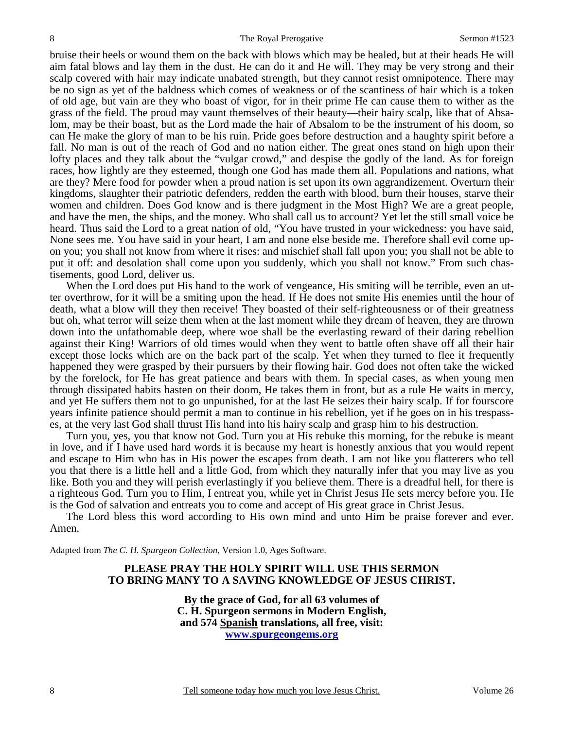bruise their heels or wound them on the back with blows which may be healed, but at their heads He will aim fatal blows and lay them in the dust. He can do it and He will. They may be very strong and their scalp covered with hair may indicate unabated strength, but they cannot resist omnipotence. There may be no sign as yet of the baldness which comes of weakness or of the scantiness of hair which is a token of old age, but vain are they who boast of vigor, for in their prime He can cause them to wither as the grass of the field. The proud may vaunt themselves of their beauty—their hairy scalp, like that of Absalom, may be their boast, but as the Lord made the hair of Absalom to be the instrument of his doom, so can He make the glory of man to be his ruin. Pride goes before destruction and a haughty spirit before a fall. No man is out of the reach of God and no nation either. The great ones stand on high upon their lofty places and they talk about the "vulgar crowd," and despise the godly of the land. As for foreign races, how lightly are they esteemed, though one God has made them all. Populations and nations, what are they? Mere food for powder when a proud nation is set upon its own aggrandizement. Overturn their kingdoms, slaughter their patriotic defenders, redden the earth with blood, burn their houses, starve their women and children. Does God know and is there judgment in the Most High? We are a great people, and have the men, the ships, and the money. Who shall call us to account? Yet let the still small voice be heard. Thus said the Lord to a great nation of old, "You have trusted in your wickedness: you have said, None sees me. You have said in your heart, I am and none else beside me. Therefore shall evil come upon you; you shall not know from where it rises: and mischief shall fall upon you; you shall not be able to put it off: and desolation shall come upon you suddenly, which you shall not know." From such chastisements, good Lord, deliver us.

When the Lord does put His hand to the work of vengeance, His smiting will be terrible, even an utter overthrow, for it will be a smiting upon the head. If He does not smite His enemies until the hour of death, what a blow will they then receive! They boasted of their self-righteousness or of their greatness but oh, what terror will seize them when at the last moment while they dream of heaven, they are thrown down into the unfathomable deep, where woe shall be the everlasting reward of their daring rebellion against their King! Warriors of old times would when they went to battle often shave off all their hair except those locks which are on the back part of the scalp. Yet when they turned to flee it frequently happened they were grasped by their pursuers by their flowing hair. God does not often take the wicked by the forelock, for He has great patience and bears with them. In special cases, as when young men through dissipated habits hasten on their doom, He takes them in front, but as a rule He waits in mercy, and yet He suffers them not to go unpunished, for at the last He seizes their hairy scalp. If for fourscore years infinite patience should permit a man to continue in his rebellion, yet if he goes on in his trespasses, at the very last God shall thrust His hand into his hairy scalp and grasp him to his destruction.

Turn you, yes, you that know not God. Turn you at His rebuke this morning, for the rebuke is meant in love, and if I have used hard words it is because my heart is honestly anxious that you would repent and escape to Him who has in His power the escapes from death. I am not like you flatterers who tell you that there is a little hell and a little God, from which they naturally infer that you may live as you like. Both you and they will perish everlastingly if you believe them. There is a dreadful hell, for there is a righteous God. Turn you to Him, I entreat you, while yet in Christ Jesus He sets mercy before you. He is the God of salvation and entreats you to come and accept of His great grace in Christ Jesus.

The Lord bless this word according to His own mind and unto Him be praise forever and ever. Amen.

Adapted from *The C. H. Spurgeon Collection*, Version 1.0, Ages Software.

**PLEASE PRAY THE HOLY SPIRIT WILL USE THIS SERMON TO BRING MANY TO A SAVING KNOWLEDGE OF JESUS CHRIST.**

**By the grace of God, for all 63 volumes of C. H. Spurgeon sermons in Modern English, and 574 Spanish translations, all free, visit: www.spurgeongems.org**